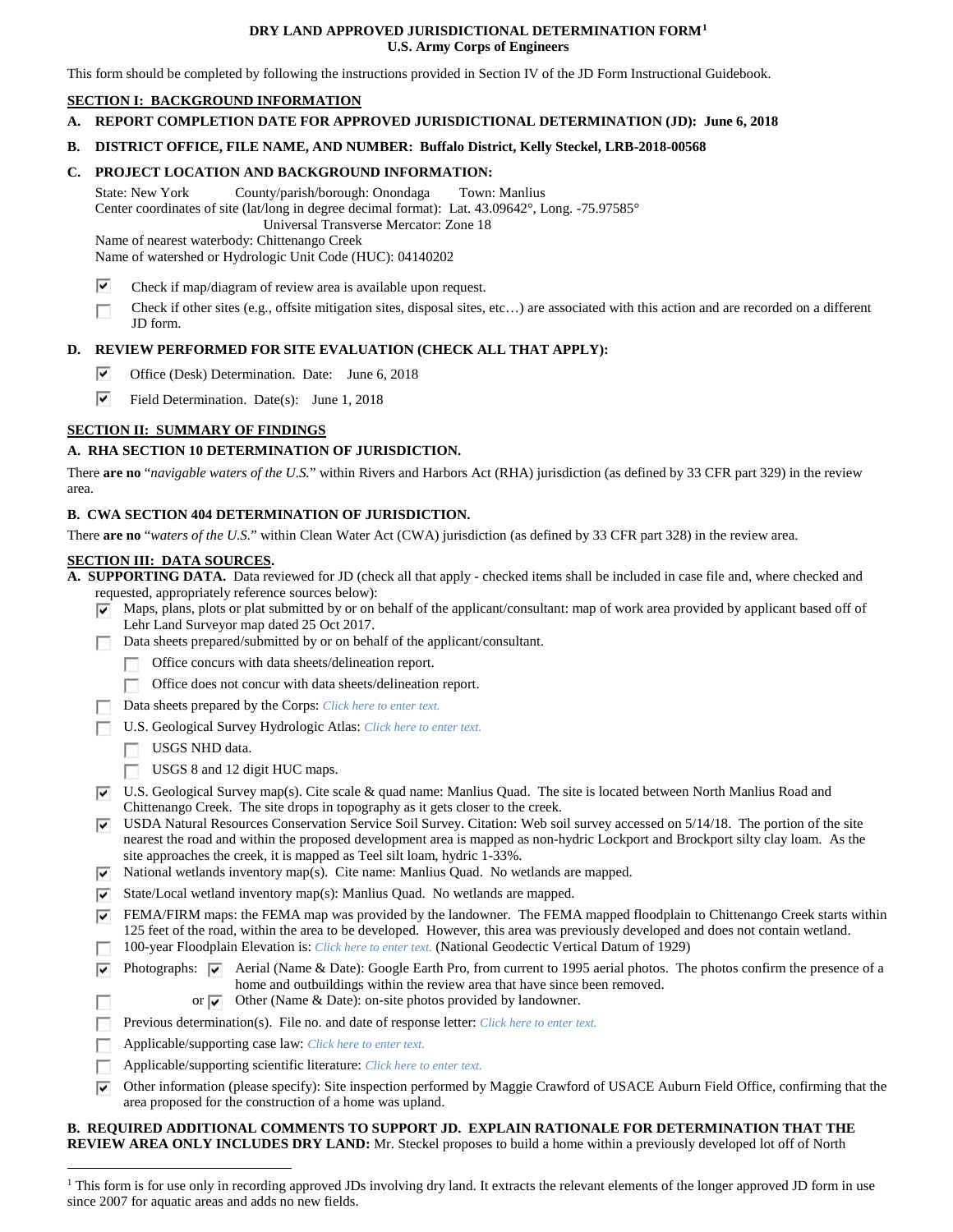**DRY LAND APPROVED JURISDICTIONAL DETERMINATION FORM[1]**
**U.S. Army Corps of Engineers**

This form should be completed by following the instructions provided in Section IV of the JD Form Instructional Guidebook.

## SECTION I: BACKGROUND INFORMATION

**A. REPORT COMPLETION DATE FOR APPROVED JURISDICTIONAL DETERMINATION (JD): June 6, 2018**

**B. DISTRICT OFFICE, FILE NAME, AND NUMBER: Buffalo District, Kelly Steckel, LRB-2018-00568**

**C. PROJECT LOCATION AND BACKGROUND INFORMATION:**

State: New York County/parish/borough: Onondaga Town: Manlius
Center coordinates of site (lat/long in degree decimal format): Lat. 43.09642°, Long. -75.97585°
Universal Transverse Mercator: Zone 18
Name of nearest waterbody: Chittenango Creek
Name of watershed or Hydrologic Unit Code (HUC): 04140202

- [x] Check if map/diagram of review area is available upon request.
- [ ] Check if other sites (e.g., offsite mitigation sites, disposal sites, etc…) are associated with this action and are recorded on a different JD form.

**D. REVIEW PERFORMED FOR SITE EVALUATION (CHECK ALL THAT APPLY):**

- [x] Office (Desk) Determination. Date: June 6, 2018
- [x] Field Determination. Date(s): June 1, 2018

## SECTION II: SUMMARY OF FINDINGS

**A. RHA SECTION 10 DETERMINATION OF JURISDICTION.**

There **are no** "*navigable waters of the U.S.*" within Rivers and Harbors Act (RHA) jurisdiction (as defined by 33 CFR part 329) in the review area.

**B. CWA SECTION 404 DETERMINATION OF JURISDICTION.**

There **are no** "*waters of the U.S.*" within Clean Water Act (CWA) jurisdiction (as defined by 33 CFR part 328) in the review area.

## SECTION III: DATA SOURCES.

**A. SUPPORTING DATA.** Data reviewed for JD (check all that apply - checked items shall be included in case file and, where checked and requested, appropriately reference sources below):

- [x] Maps, plans, plots or plat submitted by or on behalf of the applicant/consultant: map of work area provided by applicant based off of Lehr Land Surveyor map dated 25 Oct 2017.
- [ ] Data sheets prepared/submitted by or on behalf of the applicant/consultant.
  - [ ] Office concurs with data sheets/delineation report.
  - [ ] Office does not concur with data sheets/delineation report.
- [ ] Data sheets prepared by the Corps: *Click here to enter text.*
- [ ] U.S. Geological Survey Hydrologic Atlas: *Click here to enter text.*
  - [ ] USGS NHD data.
  - [ ] USGS 8 and 12 digit HUC maps.
- [x] U.S. Geological Survey map(s). Cite scale & quad name: Manlius Quad. The site is located between North Manlius Road and Chittenango Creek. The site drops in topography as it gets closer to the creek.
- [x] USDA Natural Resources Conservation Service Soil Survey. Citation: Web soil survey accessed on 5/14/18. The portion of the site nearest the road and within the proposed development area is mapped as non-hydric Lockport and Brockport silty clay loam. As the site approaches the creek, it is mapped as Teel silt loam, hydric 1-33%.
- [x] National wetlands inventory map(s). Cite name: Manlius Quad. No wetlands are mapped.
- [x] State/Local wetland inventory map(s): Manlius Quad. No wetlands are mapped.
- [x] FEMA/FIRM maps: the FEMA map was provided by the landowner. The FEMA mapped floodplain to Chittenango Creek starts within 125 feet of the road, within the area to be developed. However, this area was previously developed and does not contain wetland.
- [ ] 100-year Floodplain Elevation is: *Click here to enter text.* (National Geodectic Vertical Datum of 1929)
- [x] Photographs: [x] Aerial (Name & Date): Google Earth Pro, from current to 1995 aerial photos. The photos confirm the presence of a home and outbuildings within the review area that have since been removed.
- [ ] or [x] Other (Name & Date): on-site photos provided by landowner.
- [ ] Previous determination(s). File no. and date of response letter: *Click here to enter text.*
- [ ] Applicable/supporting case law: *Click here to enter text.*
- [ ] Applicable/supporting scientific literature: *Click here to enter text.*
- [x] Other information (please specify): Site inspection performed by Maggie Crawford of USACE Auburn Field Office, confirming that the area proposed for the construction of a home was upland.

**B. REQUIRED ADDITIONAL COMMENTS TO SUPPORT JD. EXPLAIN RATIONALE FOR DETERMINATION THAT THE REVIEW AREA ONLY INCLUDES DRY LAND:** Mr. Steckel proposes to build a home within a previously developed lot off of North

[1] This form is for use only in recording approved JDs involving dry land. It extracts the relevant elements of the longer approved JD form in use since 2007 for aquatic areas and adds no new fields.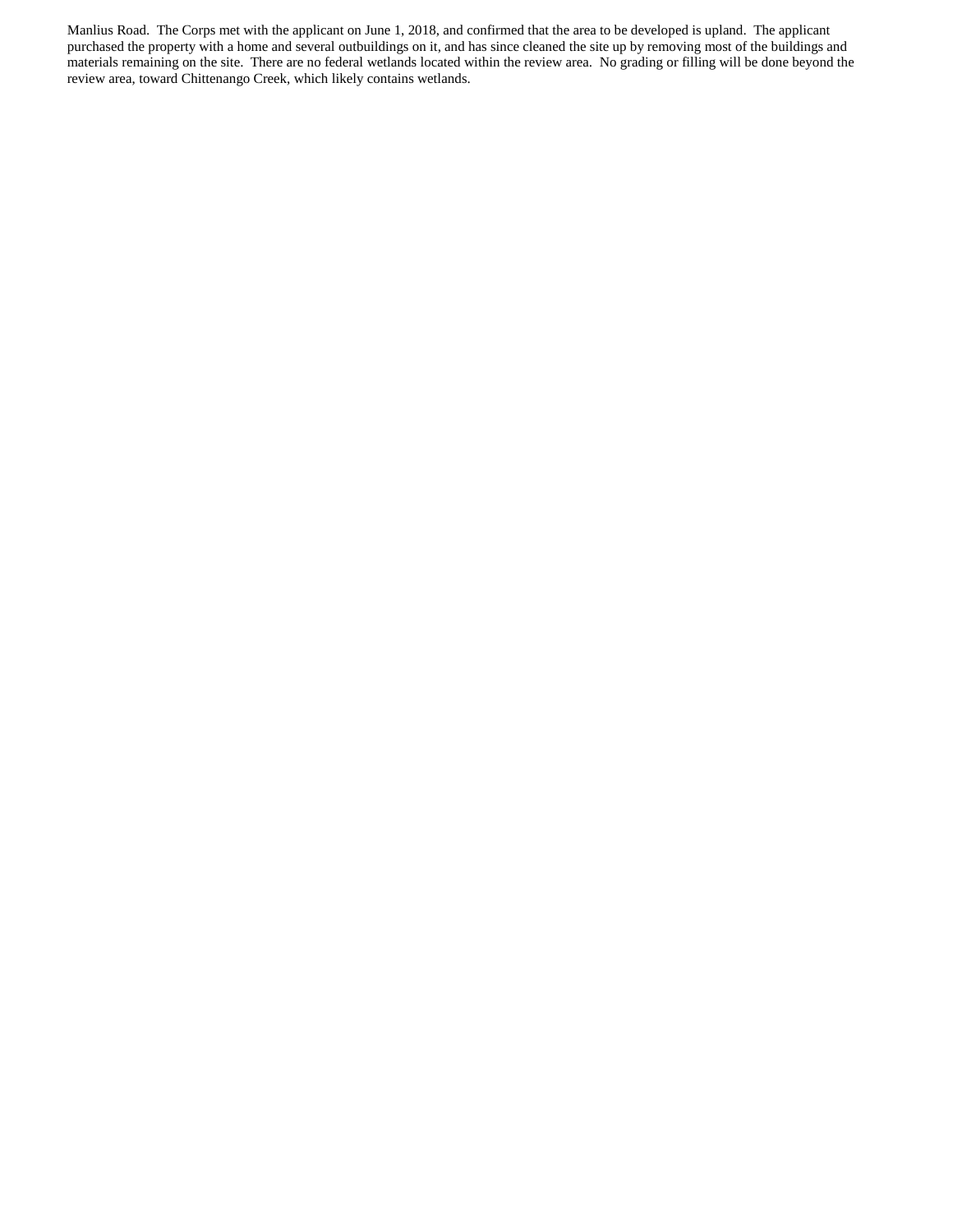Manlius Road. The Corps met with the applicant on June 1, 2018, and confirmed that the area to be developed is upland. The applicant purchased the property with a home and several outbuildings on it, and has since cleaned the site up by removing most of the buildings and materials remaining on the site. There are no federal wetlands located within the review area. No grading or filling will be done beyond the review area, toward Chittenango Creek, which likely contains wetlands.